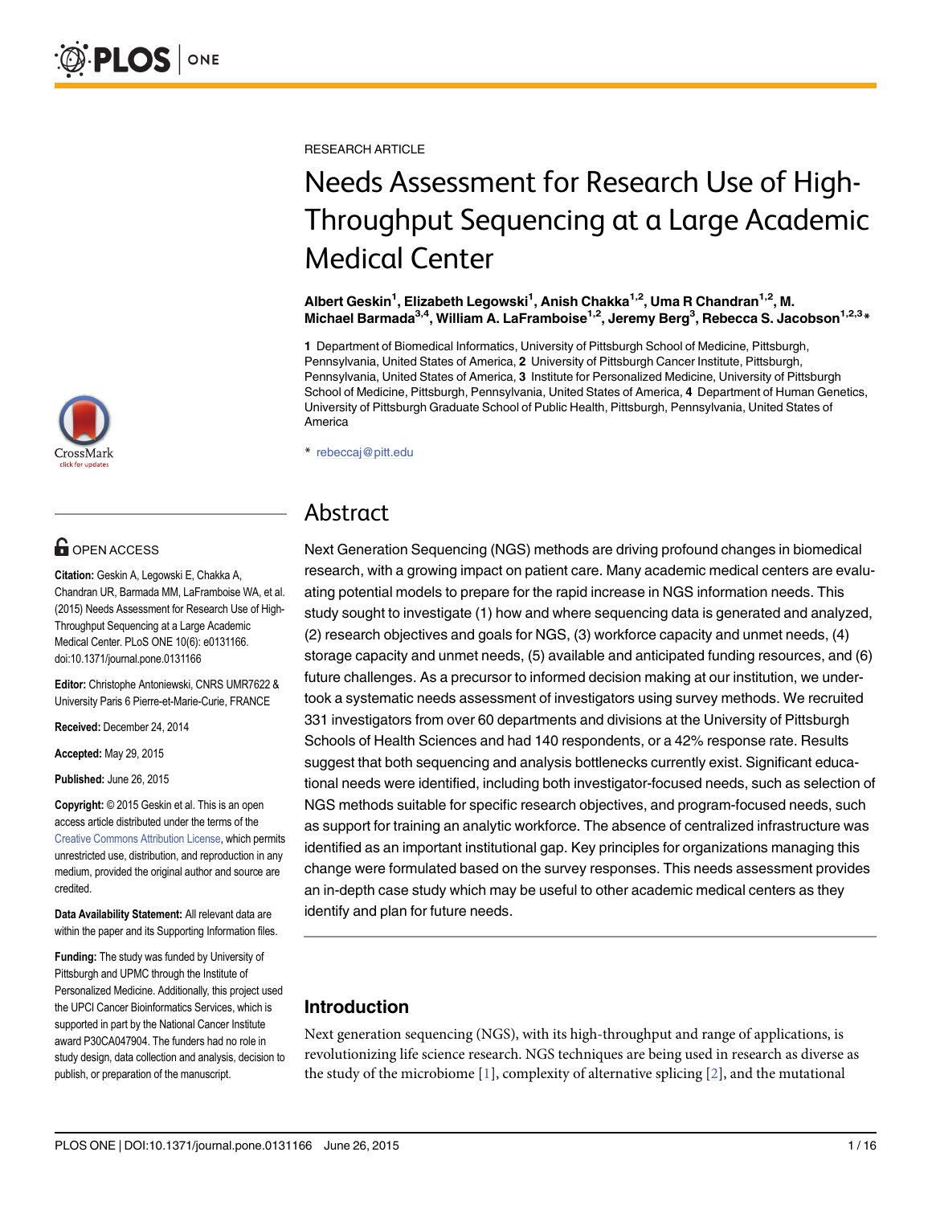RESEARCH ARTICLE

# Needs Assessment for Research Use of High-Throughput Sequencing at a Large Academic Medical Center

**Albert Geskin[1], Elizabeth Legowski[1], Anish Chakka[1,2], Uma R Chandran[1,2], M. Michael Barmada[3,4], William A. LaFramboise[1,2], Jeremy Berg[3], Rebecca S. Jacobson[1,2,3]***

**1** Department of Biomedical Informatics, University of Pittsburgh School of Medicine, Pittsburgh, Pennsylvania, United States of America, **2** University of Pittsburgh Cancer Institute, Pittsburgh, Pennsylvania, United States of America, **3** Institute for Personalized Medicine, University of Pittsburgh School of Medicine, Pittsburgh, Pennsylvania, United States of America, **4** Department of Human Genetics, University of Pittsburgh Graduate School of Public Health, Pittsburgh, Pennsylvania, United States of America

* rebeccaj@pitt.edu

OPEN ACCESS

**Citation:** Geskin A, Legowski E, Chakka A, Chandran UR, Barmada MM, LaFramboise WA, et al. (2015) Needs Assessment for Research Use of High-Throughput Sequencing at a Large Academic Medical Center. PLoS ONE 10(6): e0131166. doi:10.1371/journal.pone.0131166

**Editor:** Christophe Antoniewski, CNRS UMR7622 & University Paris 6 Pierre-et-Marie-Curie, FRANCE

**Received:** December 24, 2014

**Accepted:** May 29, 2015

**Published:** June 26, 2015

**Copyright:** © 2015 Geskin et al. This is an open access article distributed under the terms of the Creative Commons Attribution License, which permits unrestricted use, distribution, and reproduction in any medium, provided the original author and source are credited.

**Data Availability Statement:** All relevant data are within the paper and its Supporting Information files.

**Funding:** The study was funded by University of Pittsburgh and UPMC through the Institute of Personalized Medicine. Additionally, this project used the UPCI Cancer Bioinformatics Services, which is supported in part by the National Cancer Institute award P30CA047904. The funders had no role in study design, data collection and analysis, decision to publish, or preparation of the manuscript.

## Abstract

Next Generation Sequencing (NGS) methods are driving profound changes in biomedical research, with a growing impact on patient care. Many academic medical centers are evaluating potential models to prepare for the rapid increase in NGS information needs. This study sought to investigate (1) how and where sequencing data is generated and analyzed, (2) research objectives and goals for NGS, (3) workforce capacity and unmet needs, (4) storage capacity and unmet needs, (5) available and anticipated funding resources, and (6) future challenges. As a precursor to informed decision making at our institution, we undertook a systematic needs assessment of investigators using survey methods. We recruited 331 investigators from over 60 departments and divisions at the University of Pittsburgh Schools of Health Sciences and had 140 respondents, or a 42% response rate. Results suggest that both sequencing and analysis bottlenecks currently exist. Significant educational needs were identified, including both investigator-focused needs, such as selection of NGS methods suitable for specific research objectives, and program-focused needs, such as support for training an analytic workforce. The absence of centralized infrastructure was identified as an important institutional gap. Key principles for organizations managing this change were formulated based on the survey responses. This needs assessment provides an in-depth case study which may be useful to other academic medical centers as they identify and plan for future needs.

## Introduction

Next generation sequencing (NGS), with its high-throughput and range of applications, is revolutionizing life science research. NGS techniques are being used in research as diverse as the study of the microbiome [1], complexity of alternative splicing [2], and the mutational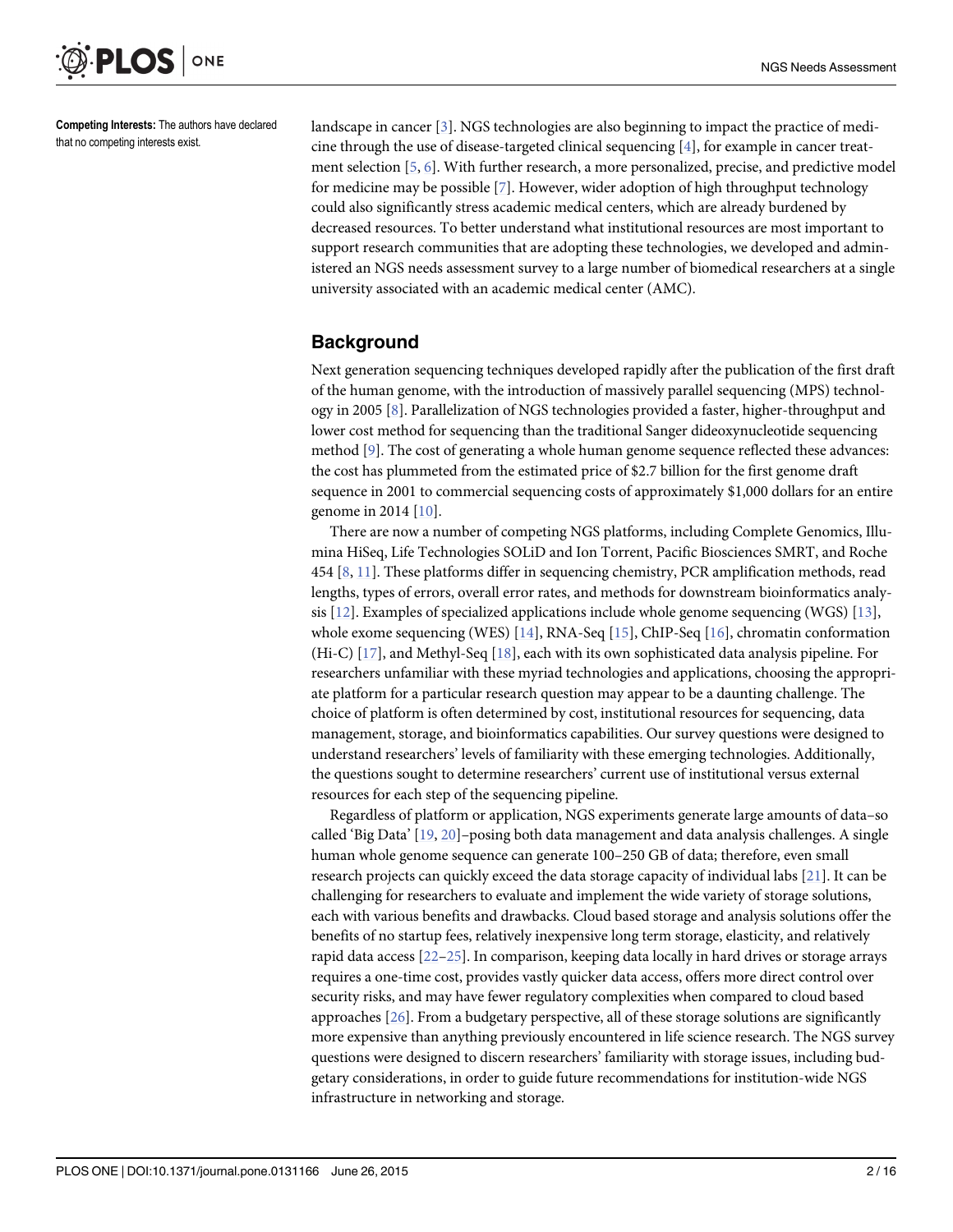**Competing Interests:** The authors have declared that no competing interests exist.

landscape in cancer [3]. NGS technologies are also beginning to impact the practice of medicine through the use of disease-targeted clinical sequencing [4], for example in cancer treatment selection [5, 6]. With further research, a more personalized, precise, and predictive model for medicine may be possible [7]. However, wider adoption of high throughput technology could also significantly stress academic medical centers, which are already burdened by decreased resources. To better understand what institutional resources are most important to support research communities that are adopting these technologies, we developed and administered an NGS needs assessment survey to a large number of biomedical researchers at a single university associated with an academic medical center (AMC).

## Background

Next generation sequencing techniques developed rapidly after the publication of the first draft of the human genome, with the introduction of massively parallel sequencing (MPS) technology in 2005 [8]. Parallelization of NGS technologies provided a faster, higher-throughput and lower cost method for sequencing than the traditional Sanger dideoxynucleotide sequencing method [9]. The cost of generating a whole human genome sequence reflected these advances: the cost has plummeted from the estimated price of $2.7 billion for the first genome draft sequence in 2001 to commercial sequencing costs of approximately $1,000 dollars for an entire genome in 2014 [10].

There are now a number of competing NGS platforms, including Complete Genomics, Illumina HiSeq, Life Technologies SOLiD and Ion Torrent, Pacific Biosciences SMRT, and Roche 454 [8, 11]. These platforms differ in sequencing chemistry, PCR amplification methods, read lengths, types of errors, overall error rates, and methods for downstream bioinformatics analysis [12]. Examples of specialized applications include whole genome sequencing (WGS) [13], whole exome sequencing (WES) [14], RNA-Seq [15], ChIP-Seq [16], chromatin conformation (Hi-C) [17], and Methyl-Seq [18], each with its own sophisticated data analysis pipeline. For researchers unfamiliar with these myriad technologies and applications, choosing the appropriate platform for a particular research question may appear to be a daunting challenge. The choice of platform is often determined by cost, institutional resources for sequencing, data management, storage, and bioinformatics capabilities. Our survey questions were designed to understand researchers' levels of familiarity with these emerging technologies. Additionally, the questions sought to determine researchers' current use of institutional versus external resources for each step of the sequencing pipeline.

Regardless of platform or application, NGS experiments generate large amounts of data–so called 'Big Data' [19, 20]–posing both data management and data analysis challenges. A single human whole genome sequence can generate 100–250 GB of data; therefore, even small research projects can quickly exceed the data storage capacity of individual labs [21]. It can be challenging for researchers to evaluate and implement the wide variety of storage solutions, each with various benefits and drawbacks. Cloud based storage and analysis solutions offer the benefits of no startup fees, relatively inexpensive long term storage, elasticity, and relatively rapid data access [22–25]. In comparison, keeping data locally in hard drives or storage arrays requires a one-time cost, provides vastly quicker data access, offers more direct control over security risks, and may have fewer regulatory complexities when compared to cloud based approaches [26]. From a budgetary perspective, all of these storage solutions are significantly more expensive than anything previously encountered in life science research. The NGS survey questions were designed to discern researchers' familiarity with storage issues, including budgetary considerations, in order to guide future recommendations for institution-wide NGS infrastructure in networking and storage.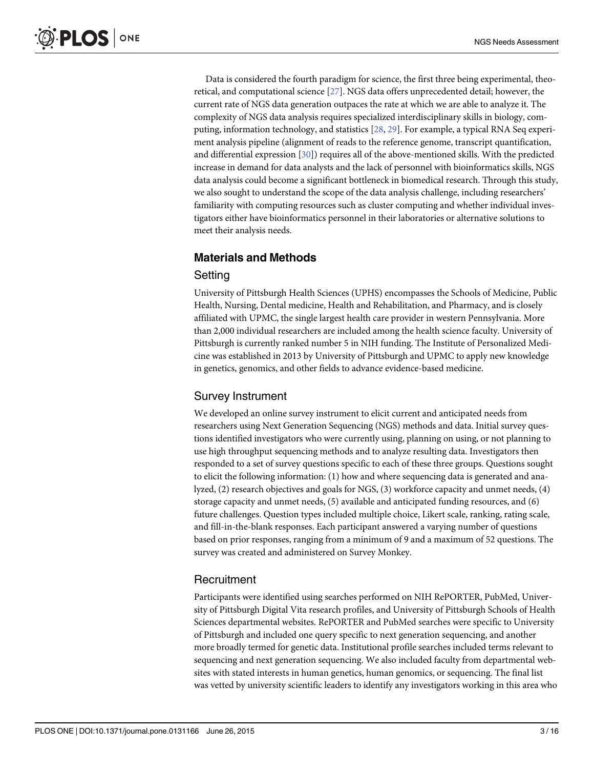Data is considered the fourth paradigm for science, the first three being experimental, theoretical, and computational science [27]. NGS data offers unprecedented detail; however, the current rate of NGS data generation outpaces the rate at which we are able to analyze it. The complexity of NGS data analysis requires specialized interdisciplinary skills in biology, computing, information technology, and statistics [28, 29]. For example, a typical RNA Seq experiment analysis pipeline (alignment of reads to the reference genome, transcript quantification, and differential expression [30]) requires all of the above-mentioned skills. With the predicted increase in demand for data analysts and the lack of personnel with bioinformatics skills, NGS data analysis could become a significant bottleneck in biomedical research. Through this study, we also sought to understand the scope of the data analysis challenge, including researchers' familiarity with computing resources such as cluster computing and whether individual investigators either have bioinformatics personnel in their laboratories or alternative solutions to meet their analysis needs.

## Materials and Methods

### Setting

University of Pittsburgh Health Sciences (UPHS) encompasses the Schools of Medicine, Public Health, Nursing, Dental medicine, Health and Rehabilitation, and Pharmacy, and is closely affiliated with UPMC, the single largest health care provider in western Pennsylvania. More than 2,000 individual researchers are included among the health science faculty. University of Pittsburgh is currently ranked number 5 in NIH funding. The Institute of Personalized Medicine was established in 2013 by University of Pittsburgh and UPMC to apply new knowledge in genetics, genomics, and other fields to advance evidence-based medicine.

### Survey Instrument

We developed an online survey instrument to elicit current and anticipated needs from researchers using Next Generation Sequencing (NGS) methods and data. Initial survey questions identified investigators who were currently using, planning on using, or not planning to use high throughput sequencing methods and to analyze resulting data. Investigators then responded to a set of survey questions specific to each of these three groups. Questions sought to elicit the following information: (1) how and where sequencing data is generated and analyzed, (2) research objectives and goals for NGS, (3) workforce capacity and unmet needs, (4) storage capacity and unmet needs, (5) available and anticipated funding resources, and (6) future challenges. Question types included multiple choice, Likert scale, ranking, rating scale, and fill-in-the-blank responses. Each participant answered a varying number of questions based on prior responses, ranging from a minimum of 9 and a maximum of 52 questions. The survey was created and administered on Survey Monkey.

### Recruitment

Participants were identified using searches performed on NIH RePORTER, PubMed, University of Pittsburgh Digital Vita research profiles, and University of Pittsburgh Schools of Health Sciences departmental websites. RePORTER and PubMed searches were specific to University of Pittsburgh and included one query specific to next generation sequencing, and another more broadly termed for genetic data. Institutional profile searches included terms relevant to sequencing and next generation sequencing. We also included faculty from departmental websites with stated interests in human genetics, human genomics, or sequencing. The final list was vetted by university scientific leaders to identify any investigators working in this area who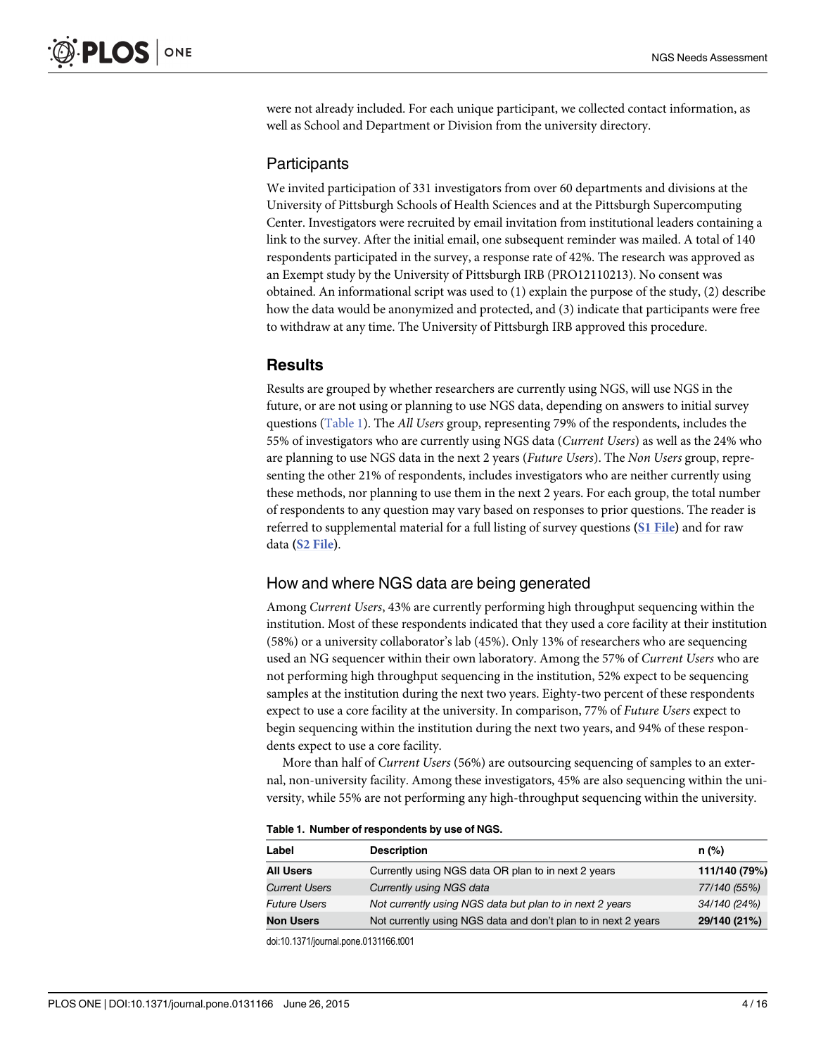were not already included. For each unique participant, we collected contact information, as well as School and Department or Division from the university directory.

## Participants

We invited participation of 331 investigators from over 60 departments and divisions at the University of Pittsburgh Schools of Health Sciences and at the Pittsburgh Supercomputing Center. Investigators were recruited by email invitation from institutional leaders containing a link to the survey. After the initial email, one subsequent reminder was mailed. A total of 140 respondents participated in the survey, a response rate of 42%. The research was approved as an Exempt study by the University of Pittsburgh IRB (PRO12110213). No consent was obtained. An informational script was used to (1) explain the purpose of the study, (2) describe how the data would be anonymized and protected, and (3) indicate that participants were free to withdraw at any time. The University of Pittsburgh IRB approved this procedure.

# Results

Results are grouped by whether researchers are currently using NGS, will use NGS in the future, or are not using or planning to use NGS data, depending on answers to initial survey questions (Table 1). The *All Users* group, representing 79% of the respondents, includes the 55% of investigators who are currently using NGS data (*Current Users*) as well as the 24% who are planning to use NGS data in the next 2 years (*Future Users*). The *Non Users* group, representing the other 21% of respondents, includes investigators who are neither currently using these methods, nor planning to use them in the next 2 years. For each group, the total number of respondents to any question may vary based on responses to prior questions. The reader is referred to supplemental material for a full listing of survey questions (**S1 File**) and for raw data (**S2 File**).

## How and where NGS data are being generated

Among *Current Users*, 43% are currently performing high throughput sequencing within the institution. Most of these respondents indicated that they used a core facility at their institution (58%) or a university collaborator's lab (45%). Only 13% of researchers who are sequencing used an NG sequencer within their own laboratory. Among the 57% of *Current Users* who are not performing high throughput sequencing in the institution, 52% expect to be sequencing samples at the institution during the next two years. Eighty-two percent of these respondents expect to use a core facility at the university. In comparison, 77% of *Future Users* expect to begin sequencing within the institution during the next two years, and 94% of these respondents expect to use a core facility.

More than half of *Current Users* (56%) are outsourcing sequencing of samples to an external, non-university facility. Among these investigators, 45% are also sequencing within the university, while 55% are not performing any high-throughput sequencing within the university.

**Table 1. Number of respondents by use of NGS.**

| Label | Description | n (%) |
|---|---|---|
| **All Users** | Currently using NGS data OR plan to in next 2 years | **111/140 (79%)** |
| *Current Users* | *Currently using NGS data* | *77/140 (55%)* |
| *Future Users* | *Not currently using NGS data but plan to in next 2 years* | *34/140 (24%)* |
| **Non Users** | Not currently using NGS data and don't plan to in next 2 years | **29/140 (21%)** |

doi:10.1371/journal.pone.0131166.t001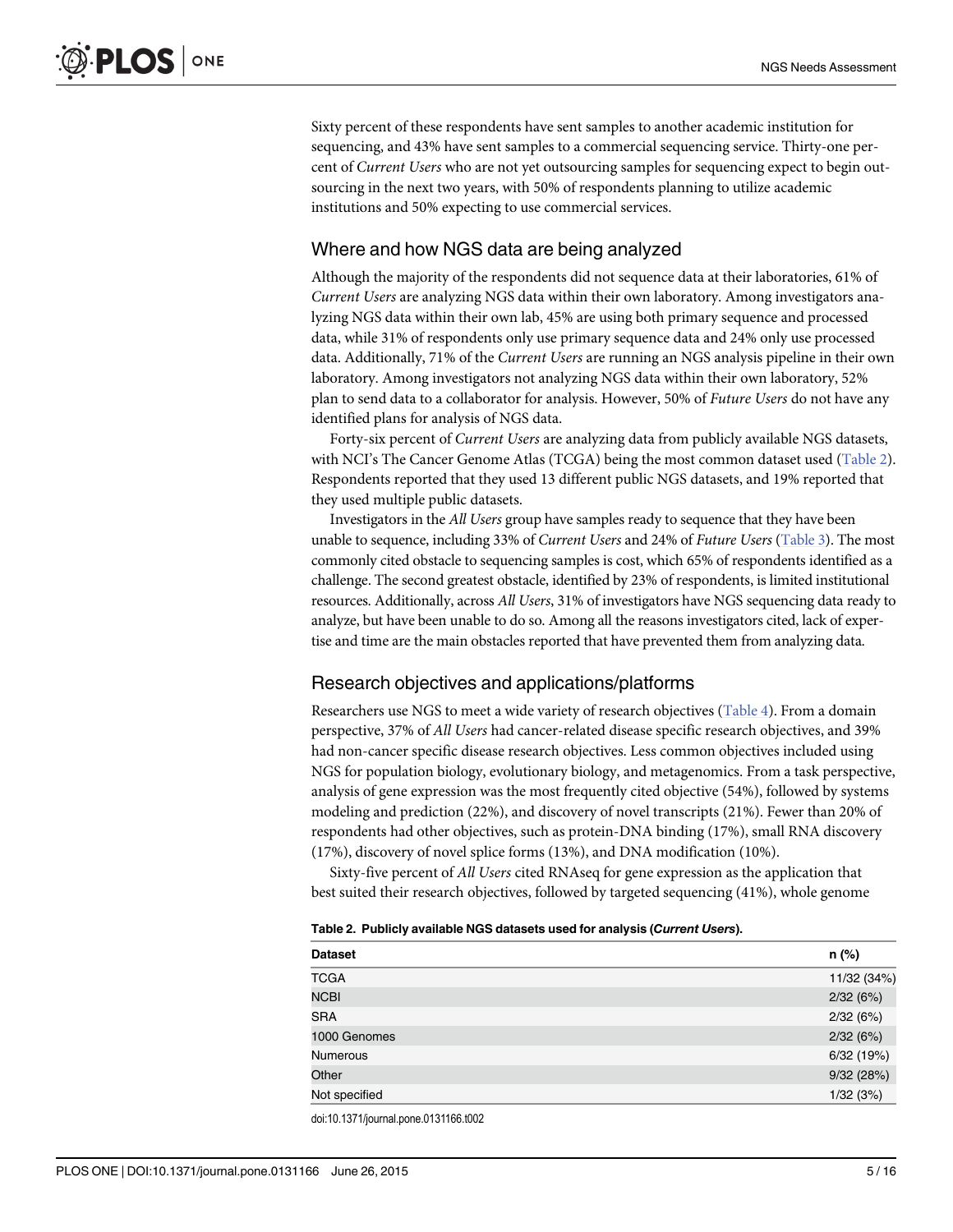Sixty percent of these respondents have sent samples to another academic institution for sequencing, and 43% have sent samples to a commercial sequencing service. Thirty-one percent of *Current Users* who are not yet outsourcing samples for sequencing expect to begin outsourcing in the next two years, with 50% of respondents planning to utilize academic institutions and 50% expecting to use commercial services.

## Where and how NGS data are being analyzed

Although the majority of the respondents did not sequence data at their laboratories, 61% of *Current Users* are analyzing NGS data within their own laboratory. Among investigators analyzing NGS data within their own lab, 45% are using both primary sequence and processed data, while 31% of respondents only use primary sequence data and 24% only use processed data. Additionally, 71% of the *Current Users* are running an NGS analysis pipeline in their own laboratory. Among investigators not analyzing NGS data within their own laboratory, 52% plan to send data to a collaborator for analysis. However, 50% of *Future Users* do not have any identified plans for analysis of NGS data.

Forty-six percent of *Current Users* are analyzing data from publicly available NGS datasets, with NCI's The Cancer Genome Atlas (TCGA) being the most common dataset used (Table 2). Respondents reported that they used 13 different public NGS datasets, and 19% reported that they used multiple public datasets.

Investigators in the *All Users* group have samples ready to sequence that they have been unable to sequence, including 33% of *Current Users* and 24% of *Future Users* (Table 3). The most commonly cited obstacle to sequencing samples is cost, which 65% of respondents identified as a challenge. The second greatest obstacle, identified by 23% of respondents, is limited institutional resources. Additionally, across *All Users*, 31% of investigators have NGS sequencing data ready to analyze, but have been unable to do so. Among all the reasons investigators cited, lack of expertise and time are the main obstacles reported that have prevented them from analyzing data.

## Research objectives and applications/platforms

Researchers use NGS to meet a wide variety of research objectives (Table 4). From a domain perspective, 37% of *All Users* had cancer-related disease specific research objectives, and 39% had non-cancer specific disease research objectives. Less common objectives included using NGS for population biology, evolutionary biology, and metagenomics. From a task perspective, analysis of gene expression was the most frequently cited objective (54%), followed by systems modeling and prediction (22%), and discovery of novel transcripts (21%). Fewer than 20% of respondents had other objectives, such as protein-DNA binding (17%), small RNA discovery (17%), discovery of novel splice forms (13%), and DNA modification (10%).

Sixty-five percent of *All Users* cited RNAseq for gene expression as the application that best suited their research objectives, followed by targeted sequencing (41%), whole genome

**Table 2. Publicly available NGS datasets used for analysis (*Current Users*).**

| Dataset | n (%) |
|---|---|
| TCGA | 11/32 (34%) |
| NCBI | 2/32 (6%) |
| SRA | 2/32 (6%) |
| 1000 Genomes | 2/32 (6%) |
| Numerous | 6/32 (19%) |
| Other | 9/32 (28%) |
| Not specified | 1/32 (3%) |

doi:10.1371/journal.pone.0131166.t002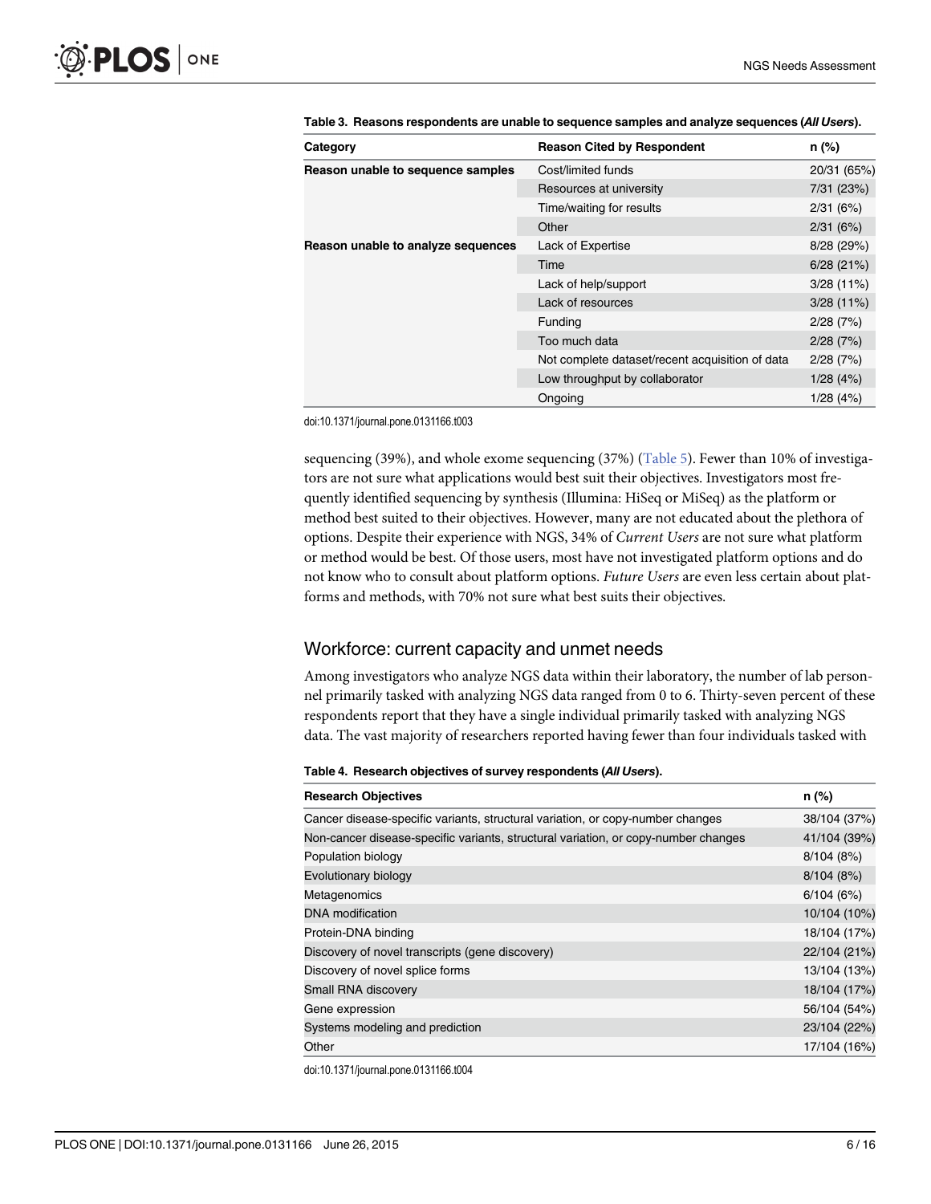**Table 3. Reasons respondents are unable to sequence samples and analyze sequences (*All Users*).**

| Category | Reason Cited by Respondent | n (%) |
|---|---|---|
| Reason unable to sequence samples | Cost/limited funds | 20/31 (65%) |
| | Resources at university | 7/31 (23%) |
| | Time/waiting for results | 2/31 (6%) |
| | Other | 2/31 (6%) |
| Reason unable to analyze sequences | Lack of Expertise | 8/28 (29%) |
| | Time | 6/28 (21%) |
| | Lack of help/support | 3/28 (11%) |
| | Lack of resources | 3/28 (11%) |
| | Funding | 2/28 (7%) |
| | Too much data | 2/28 (7%) |
| | Not complete dataset/recent acquisition of data | 2/28 (7%) |
| | Low throughput by collaborator | 1/28 (4%) |
| | Ongoing | 1/28 (4%) |

doi:10.1371/journal.pone.0131166.t003

sequencing (39%), and whole exome sequencing (37%) (Table 5). Fewer than 10% of investigators are not sure what applications would best suit their objectives. Investigators most frequently identified sequencing by synthesis (Illumina: HiSeq or MiSeq) as the platform or method best suited to their objectives. However, many are not educated about the plethora of options. Despite their experience with NGS, 34% of *Current Users* are not sure what platform or method would be best. Of those users, most have not investigated platform options and do not know who to consult about platform options. *Future Users* are even less certain about platforms and methods, with 70% not sure what best suits their objectives.

## Workforce: current capacity and unmet needs

Among investigators who analyze NGS data within their laboratory, the number of lab personnel primarily tasked with analyzing NGS data ranged from 0 to 6. Thirty-seven percent of these respondents report that they have a single individual primarily tasked with analyzing NGS data. The vast majority of researchers reported having fewer than four individuals tasked with

**Table 4. Research objectives of survey respondents (*All Users*).**

| Research Objectives | n (%) |
|---|---|
| Cancer disease-specific variants, structural variation, or copy-number changes | 38/104 (37%) |
| Non-cancer disease-specific variants, structural variation, or copy-number changes | 41/104 (39%) |
| Population biology | 8/104 (8%) |
| Evolutionary biology | 8/104 (8%) |
| Metagenomics | 6/104 (6%) |
| DNA modification | 10/104 (10%) |
| Protein-DNA binding | 18/104 (17%) |
| Discovery of novel transcripts (gene discovery) | 22/104 (21%) |
| Discovery of novel splice forms | 13/104 (13%) |
| Small RNA discovery | 18/104 (17%) |
| Gene expression | 56/104 (54%) |
| Systems modeling and prediction | 23/104 (22%) |
| Other | 17/104 (16%) |

doi:10.1371/journal.pone.0131166.t004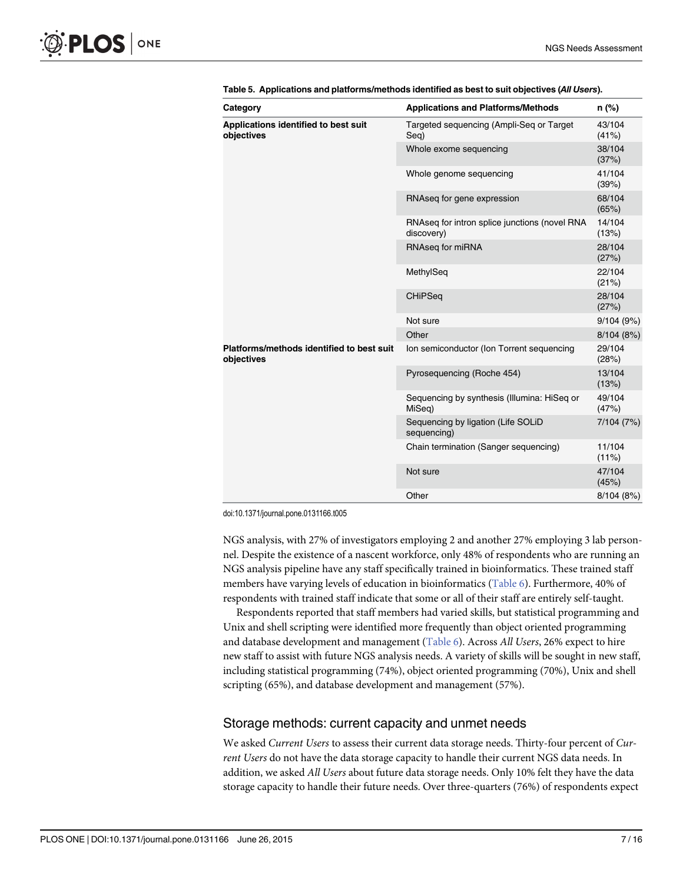**Table 5. Applications and platforms/methods identified as best to suit objectives (*All Users*).**

| Category | Applications and Platforms/Methods | n (%) |
|---|---|---|
| **Applications identified to best suit objectives** | Targeted sequencing (Ampli-Seq or Target Seq) | 43/104 (41%) |
| | Whole exome sequencing | 38/104 (37%) |
| | Whole genome sequencing | 41/104 (39%) |
| | RNAseq for gene expression | 68/104 (65%) |
| | RNAseq for intron splice junctions (novel RNA discovery) | 14/104 (13%) |
| | RNAseq for miRNA | 28/104 (27%) |
| | MethylSeq | 22/104 (21%) |
| | CHiPSeq | 28/104 (27%) |
| | Not sure | 9/104 (9%) |
| | Other | 8/104 (8%) |
| **Platforms/methods identified to best suit objectives** | Ion semiconductor (Ion Torrent sequencing | 29/104 (28%) |
| | Pyrosequencing (Roche 454) | 13/104 (13%) |
| | Sequencing by synthesis (Illumina: HiSeq or MiSeq) | 49/104 (47%) |
| | Sequencing by ligation (Life SOLiD sequencing) | 7/104 (7%) |
| | Chain termination (Sanger sequencing) | 11/104 (11%) |
| | Not sure | 47/104 (45%) |
| | Other | 8/104 (8%) |

doi:10.1371/journal.pone.0131166.t005

NGS analysis, with 27% of investigators employing 2 and another 27% employing 3 lab personnel. Despite the existence of a nascent workforce, only 48% of respondents who are running an NGS analysis pipeline have any staff specifically trained in bioinformatics. These trained staff members have varying levels of education in bioinformatics (Table 6). Furthermore, 40% of respondents with trained staff indicate that some or all of their staff are entirely self-taught.

Respondents reported that staff members had varied skills, but statistical programming and Unix and shell scripting were identified more frequently than object oriented programming and database development and management (Table 6). Across *All Users*, 26% expect to hire new staff to assist with future NGS analysis needs. A variety of skills will be sought in new staff, including statistical programming (74%), object oriented programming (70%), Unix and shell scripting (65%), and database development and management (57%).

## Storage methods: current capacity and unmet needs

We asked *Current Users* to assess their current data storage needs. Thirty-four percent of *Current Users* do not have the data storage capacity to handle their current NGS data needs. In addition, we asked *All Users* about future data storage needs. Only 10% felt they have the data storage capacity to handle their future needs. Over three-quarters (76%) of respondents expect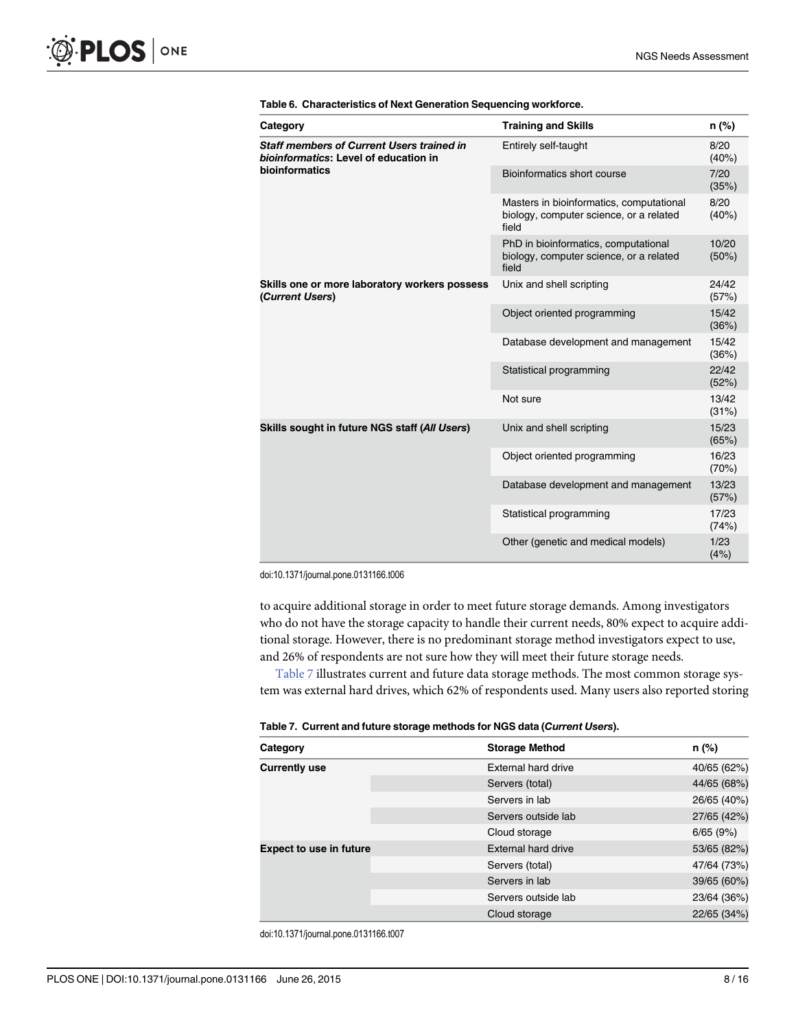**Table 6. Characteristics of Next Generation Sequencing workforce.**

| Category | Training and Skills | n (%) |
|---|---|---|
| ***Staff members of Current Users trained in bioinformatics*: Level of education in bioinformatics** | Entirely self-taught | 8/20 (40%) |
| | Bioinformatics short course | 7/20 (35%) |
| | Masters in bioinformatics, computational biology, computer science, or a related field | 8/20 (40%) |
| | PhD in bioinformatics, computational biology, computer science, or a related field | 10/20 (50%) |
| **Skills one or more laboratory workers possess (*Current Users*)** | Unix and shell scripting | 24/42 (57%) |
| | Object oriented programming | 15/42 (36%) |
| | Database development and management | 15/42 (36%) |
| | Statistical programming | 22/42 (52%) |
| | Not sure | 13/42 (31%) |
| **Skills sought in future NGS staff (*All Users*)** | Unix and shell scripting | 15/23 (65%) |
| | Object oriented programming | 16/23 (70%) |
| | Database development and management | 13/23 (57%) |
| | Statistical programming | 17/23 (74%) |
| | Other (genetic and medical models) | 1/23 (4%) |

doi:10.1371/journal.pone.0131166.t006

to acquire additional storage in order to meet future storage demands. Among investigators who do not have the storage capacity to handle their current needs, 80% expect to acquire additional storage. However, there is no predominant storage method investigators expect to use, and 26% of respondents are not sure how they will meet their future storage needs.

Table 7 illustrates current and future data storage methods. The most common storage system was external hard drives, which 62% of respondents used. Many users also reported storing

**Table 7. Current and future storage methods for NGS data (*Current Users*).**

| Category | Storage Method | n (%) |
|---|---|---|
| **Currently use** | External hard drive | 40/65 (62%) |
| | Servers (total) | 44/65 (68%) |
| | Servers in lab | 26/65 (40%) |
| | Servers outside lab | 27/65 (42%) |
| | Cloud storage | 6/65 (9%) |
| **Expect to use in future** | External hard drive | 53/65 (82%) |
| | Servers (total) | 47/64 (73%) |
| | Servers in lab | 39/65 (60%) |
| | Servers outside lab | 23/64 (36%) |
| | Cloud storage | 22/65 (34%) |

doi:10.1371/journal.pone.0131166.t007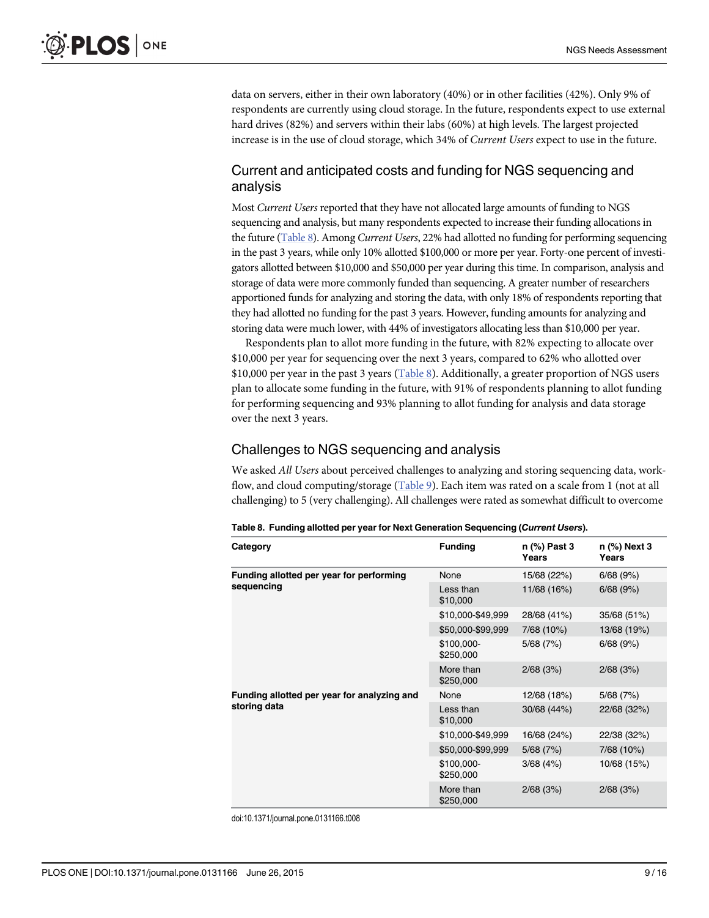data on servers, either in their own laboratory (40%) or in other facilities (42%). Only 9% of respondents are currently using cloud storage. In the future, respondents expect to use external hard drives (82%) and servers within their labs (60%) at high levels. The largest projected increase is in the use of cloud storage, which 34% of *Current Users* expect to use in the future.

## Current and anticipated costs and funding for NGS sequencing and analysis

Most *Current Users* reported that they have not allocated large amounts of funding to NGS sequencing and analysis, but many respondents expected to increase their funding allocations in the future (Table 8). Among *Current Users*, 22% had allotted no funding for performing sequencing in the past 3 years, while only 10% allotted $100,000 or more per year. Forty-one percent of investigators allotted between $10,000 and $50,000 per year during this time. In comparison, analysis and storage of data were more commonly funded than sequencing. A greater number of researchers apportioned funds for analyzing and storing the data, with only 18% of respondents reporting that they had allotted no funding for the past 3 years. However, funding amounts for analyzing and storing data were much lower, with 44% of investigators allocating less than $10,000 per year.

Respondents plan to allot more funding in the future, with 82% expecting to allocate over $10,000 per year for sequencing over the next 3 years, compared to 62% who allotted over $10,000 per year in the past 3 years (Table 8). Additionally, a greater proportion of NGS users plan to allocate some funding in the future, with 91% of respondents planning to allot funding for performing sequencing and 93% planning to allot funding for analysis and data storage over the next 3 years.

## Challenges to NGS sequencing and analysis

We asked *All Users* about perceived challenges to analyzing and storing sequencing data, workflow, and cloud computing/storage (Table 9). Each item was rated on a scale from 1 (not at all challenging) to 5 (very challenging). All challenges were rated as somewhat difficult to overcome

**Table 8. Funding allotted per year for Next Generation Sequencing (*Current Users*).**

| Category | Funding | n (%) Past 3 Years | n (%) Next 3 Years |
|---|---|---|---|
| **Funding allotted per year for performing sequencing** | None | 15/68 (22%) | 6/68 (9%) |
| | Less than $10,000 | 11/68 (16%) | 6/68 (9%) |
| | $10,000-$49,999 | 28/68 (41%) | 35/68 (51%) |
| | $50,000-$99,999 | 7/68 (10%) | 13/68 (19%) |
| | $100,000-$250,000 | 5/68 (7%) | 6/68 (9%) |
| | More than $250,000 | 2/68 (3%) | 2/68 (3%) |
| **Funding allotted per year for analyzing and storing data** | None | 12/68 (18%) | 5/68 (7%) |
| | Less than $10,000 | 30/68 (44%) | 22/68 (32%) |
| | $10,000-$49,999 | 16/68 (24%) | 22/38 (32%) |
| | $50,000-$99,999 | 5/68 (7%) | 7/68 (10%) |
| | $100,000-$250,000 | 3/68 (4%) | 10/68 (15%) |
| | More than $250,000 | 2/68 (3%) | 2/68 (3%) |

doi:10.1371/journal.pone.0131166.t008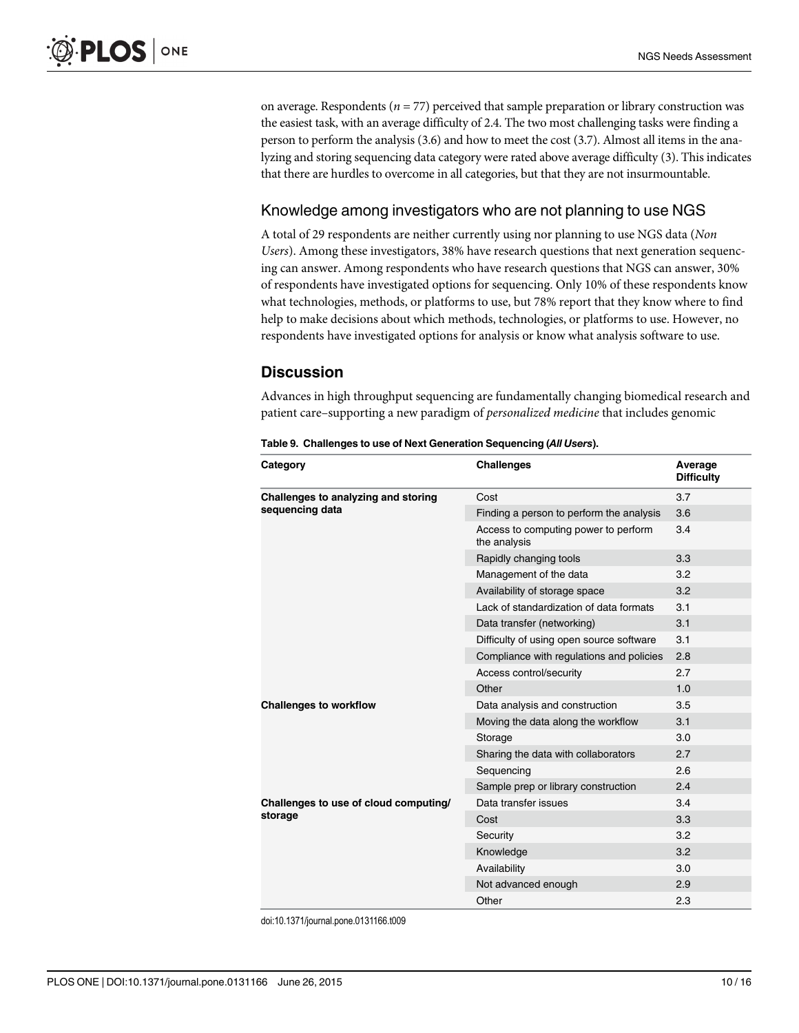on average. Respondents ($n = 77$) perceived that sample preparation or library construction was the easiest task, with an average difficulty of 2.4. The two most challenging tasks were finding a person to perform the analysis (3.6) and how to meet the cost (3.7). Almost all items in the analyzing and storing sequencing data category were rated above average difficulty (3). This indicates that there are hurdles to overcome in all categories, but that they are not insurmountable.

## Knowledge among investigators who are not planning to use NGS

A total of 29 respondents are neither currently using nor planning to use NGS data (*Non Users*). Among these investigators, 38% have research questions that next generation sequencing can answer. Among respondents who have research questions that NGS can answer, 30% of respondents have investigated options for sequencing. Only 10% of these respondents know what technologies, methods, or platforms to use, but 78% report that they know where to find help to make decisions about which methods, technologies, or platforms to use. However, no respondents have investigated options for analysis or know what analysis software to use.

# Discussion

Advances in high throughput sequencing are fundamentally changing biomedical research and patient care–supporting a new paradigm of *personalized medicine* that includes genomic

**Table 9. Challenges to use of Next Generation Sequencing (*All Users*).**

| Category | Challenges | Average Difficulty |
|---|---|---|
| **Challenges to analyzing and storing sequencing data** | Cost | 3.7 |
| | Finding a person to perform the analysis | 3.6 |
| | Access to computing power to perform the analysis | 3.4 |
| | Rapidly changing tools | 3.3 |
| | Management of the data | 3.2 |
| | Availability of storage space | 3.2 |
| | Lack of standardization of data formats | 3.1 |
| | Data transfer (networking) | 3.1 |
| | Difficulty of using open source software | 3.1 |
| | Compliance with regulations and policies | 2.8 |
| | Access control/security | 2.7 |
| | Other | 1.0 |
| **Challenges to workflow** | Data analysis and construction | 3.5 |
| | Moving the data along the workflow | 3.1 |
| | Storage | 3.0 |
| | Sharing the data with collaborators | 2.7 |
| | Sequencing | 2.6 |
| | Sample prep or library construction | 2.4 |
| **Challenges to use of cloud computing/storage** | Data transfer issues | 3.4 |
| | Cost | 3.3 |
| | Security | 3.2 |
| | Knowledge | 3.2 |
| | Availability | 3.0 |
| | Not advanced enough | 2.9 |
| | Other | 2.3 |

doi:10.1371/journal.pone.0131166.t009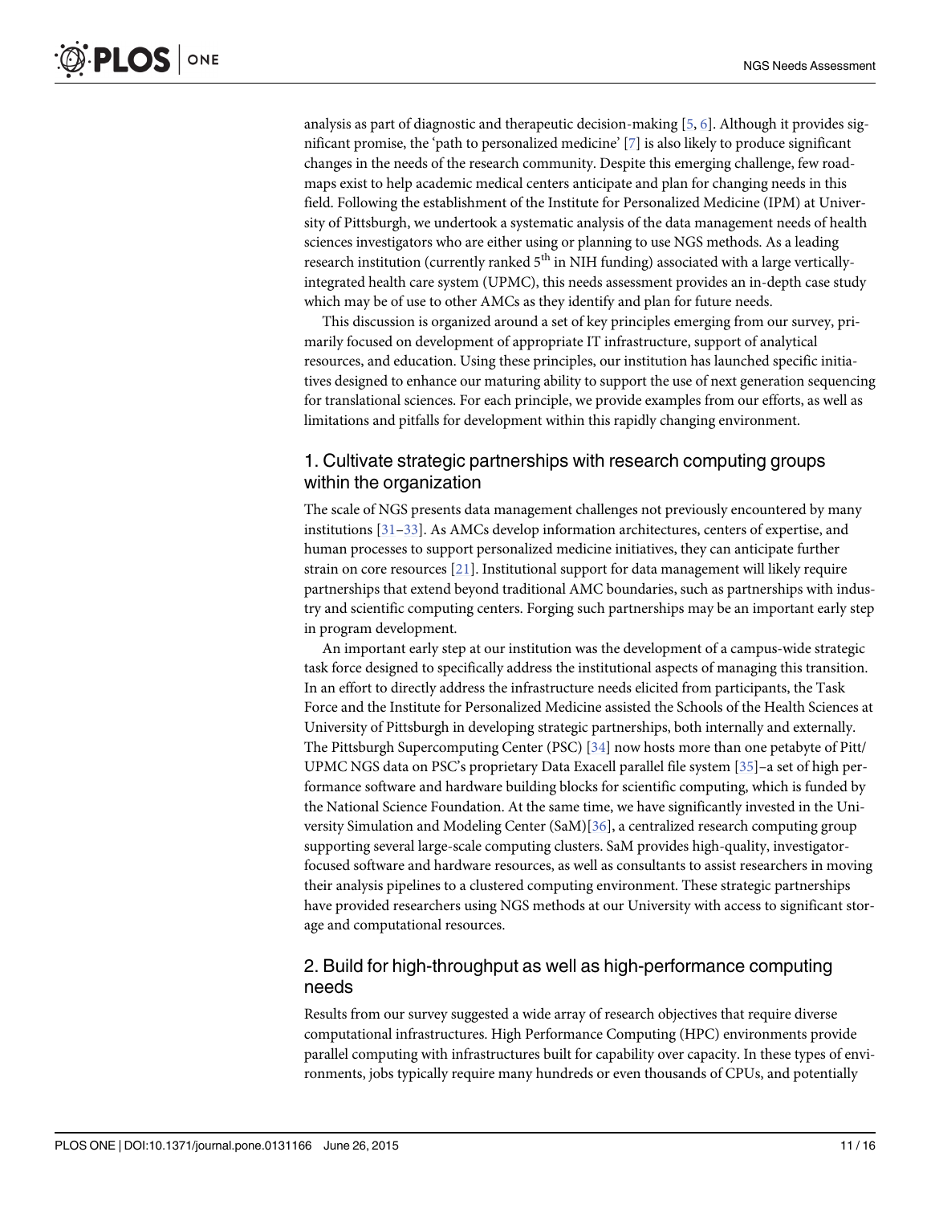analysis as part of diagnostic and therapeutic decision-making [5, 6]. Although it provides significant promise, the 'path to personalized medicine' [7] is also likely to produce significant changes in the needs of the research community. Despite this emerging challenge, few roadmaps exist to help academic medical centers anticipate and plan for changing needs in this field. Following the establishment of the Institute for Personalized Medicine (IPM) at University of Pittsburgh, we undertook a systematic analysis of the data management needs of health sciences investigators who are either using or planning to use NGS methods. As a leading research institution (currently ranked 5th in NIH funding) associated with a large vertically-integrated health care system (UPMC), this needs assessment provides an in-depth case study which may be of use to other AMCs as they identify and plan for future needs.

This discussion is organized around a set of key principles emerging from our survey, primarily focused on development of appropriate IT infrastructure, support of analytical resources, and education. Using these principles, our institution has launched specific initiatives designed to enhance our maturing ability to support the use of next generation sequencing for translational sciences. For each principle, we provide examples from our efforts, as well as limitations and pitfalls for development within this rapidly changing environment.

## 1. Cultivate strategic partnerships with research computing groups within the organization

The scale of NGS presents data management challenges not previously encountered by many institutions [31–33]. As AMCs develop information architectures, centers of expertise, and human processes to support personalized medicine initiatives, they can anticipate further strain on core resources [21]. Institutional support for data management will likely require partnerships that extend beyond traditional AMC boundaries, such as partnerships with industry and scientific computing centers. Forging such partnerships may be an important early step in program development.

An important early step at our institution was the development of a campus-wide strategic task force designed to specifically address the institutional aspects of managing this transition. In an effort to directly address the infrastructure needs elicited from participants, the Task Force and the Institute for Personalized Medicine assisted the Schools of the Health Sciences at University of Pittsburgh in developing strategic partnerships, both internally and externally. The Pittsburgh Supercomputing Center (PSC) [34] now hosts more than one petabyte of Pitt/UPMC NGS data on PSC's proprietary Data Exacell parallel file system [35]–a set of high performance software and hardware building blocks for scientific computing, which is funded by the National Science Foundation. At the same time, we have significantly invested in the University Simulation and Modeling Center (SaM)[36], a centralized research computing group supporting several large-scale computing clusters. SaM provides high-quality, investigator-focused software and hardware resources, as well as consultants to assist researchers in moving their analysis pipelines to a clustered computing environment. These strategic partnerships have provided researchers using NGS methods at our University with access to significant storage and computational resources.

## 2. Build for high-throughput as well as high-performance computing needs

Results from our survey suggested a wide array of research objectives that require diverse computational infrastructures. High Performance Computing (HPC) environments provide parallel computing with infrastructures built for capability over capacity. In these types of environments, jobs typically require many hundreds or even thousands of CPUs, and potentially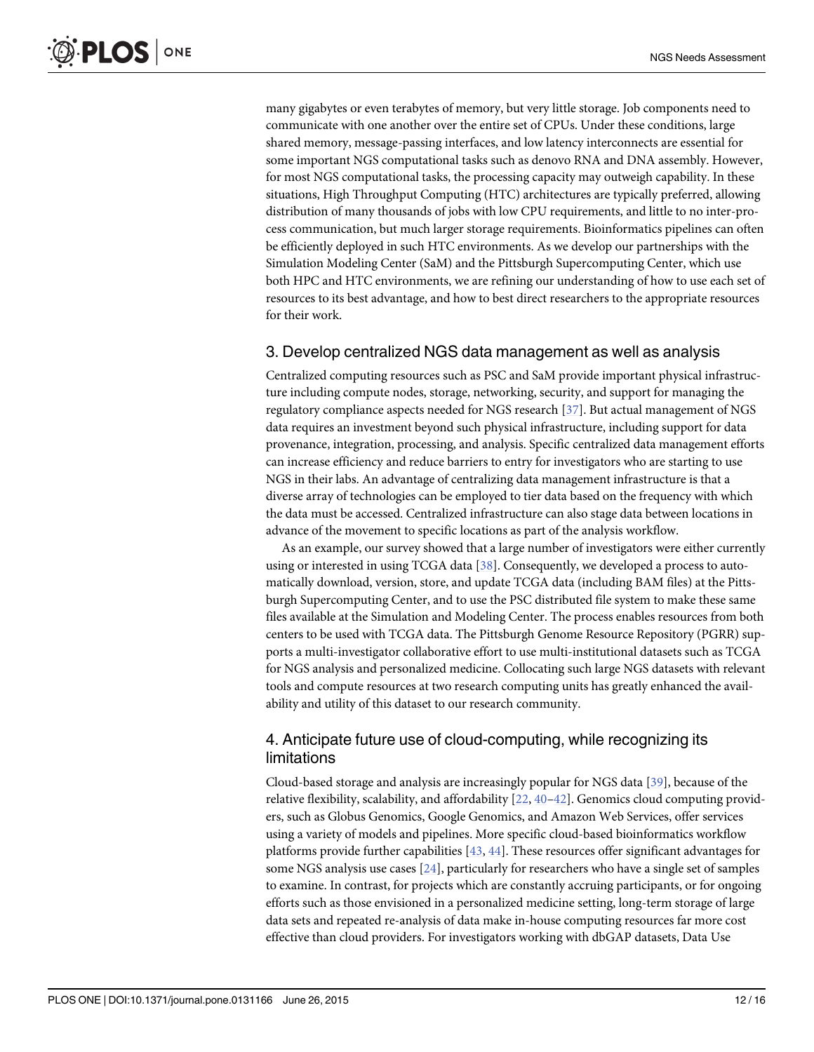many gigabytes or even terabytes of memory, but very little storage. Job components need to communicate with one another over the entire set of CPUs. Under these conditions, large shared memory, message-passing interfaces, and low latency interconnects are essential for some important NGS computational tasks such as denovo RNA and DNA assembly. However, for most NGS computational tasks, the processing capacity may outweigh capability. In these situations, High Throughput Computing (HTC) architectures are typically preferred, allowing distribution of many thousands of jobs with low CPU requirements, and little to no inter-process communication, but much larger storage requirements. Bioinformatics pipelines can often be efficiently deployed in such HTC environments. As we develop our partnerships with the Simulation Modeling Center (SaM) and the Pittsburgh Supercomputing Center, which use both HPC and HTC environments, we are refining our understanding of how to use each set of resources to its best advantage, and how to best direct researchers to the appropriate resources for their work.

### 3. Develop centralized NGS data management as well as analysis

Centralized computing resources such as PSC and SaM provide important physical infrastructure including compute nodes, storage, networking, security, and support for managing the regulatory compliance aspects needed for NGS research [37]. But actual management of NGS data requires an investment beyond such physical infrastructure, including support for data provenance, integration, processing, and analysis. Specific centralized data management efforts can increase efficiency and reduce barriers to entry for investigators who are starting to use NGS in their labs. An advantage of centralizing data management infrastructure is that a diverse array of technologies can be employed to tier data based on the frequency with which the data must be accessed. Centralized infrastructure can also stage data between locations in advance of the movement to specific locations as part of the analysis workflow.

As an example, our survey showed that a large number of investigators were either currently using or interested in using TCGA data [38]. Consequently, we developed a process to automatically download, version, store, and update TCGA data (including BAM files) at the Pittsburgh Supercomputing Center, and to use the PSC distributed file system to make these same files available at the Simulation and Modeling Center. The process enables resources from both centers to be used with TCGA data. The Pittsburgh Genome Resource Repository (PGRR) supports a multi-investigator collaborative effort to use multi-institutional datasets such as TCGA for NGS analysis and personalized medicine. Collocating such large NGS datasets with relevant tools and compute resources at two research computing units has greatly enhanced the availability and utility of this dataset to our research community.

### 4. Anticipate future use of cloud-computing, while recognizing its limitations

Cloud-based storage and analysis are increasingly popular for NGS data [39], because of the relative flexibility, scalability, and affordability [22, 40–42]. Genomics cloud computing providers, such as Globus Genomics, Google Genomics, and Amazon Web Services, offer services using a variety of models and pipelines. More specific cloud-based bioinformatics workflow platforms provide further capabilities [43, 44]. These resources offer significant advantages for some NGS analysis use cases [24], particularly for researchers who have a single set of samples to examine. In contrast, for projects which are constantly accruing participants, or for ongoing efforts such as those envisioned in a personalized medicine setting, long-term storage of large data sets and repeated re-analysis of data make in-house computing resources far more cost effective than cloud providers. For investigators working with dbGAP datasets, Data Use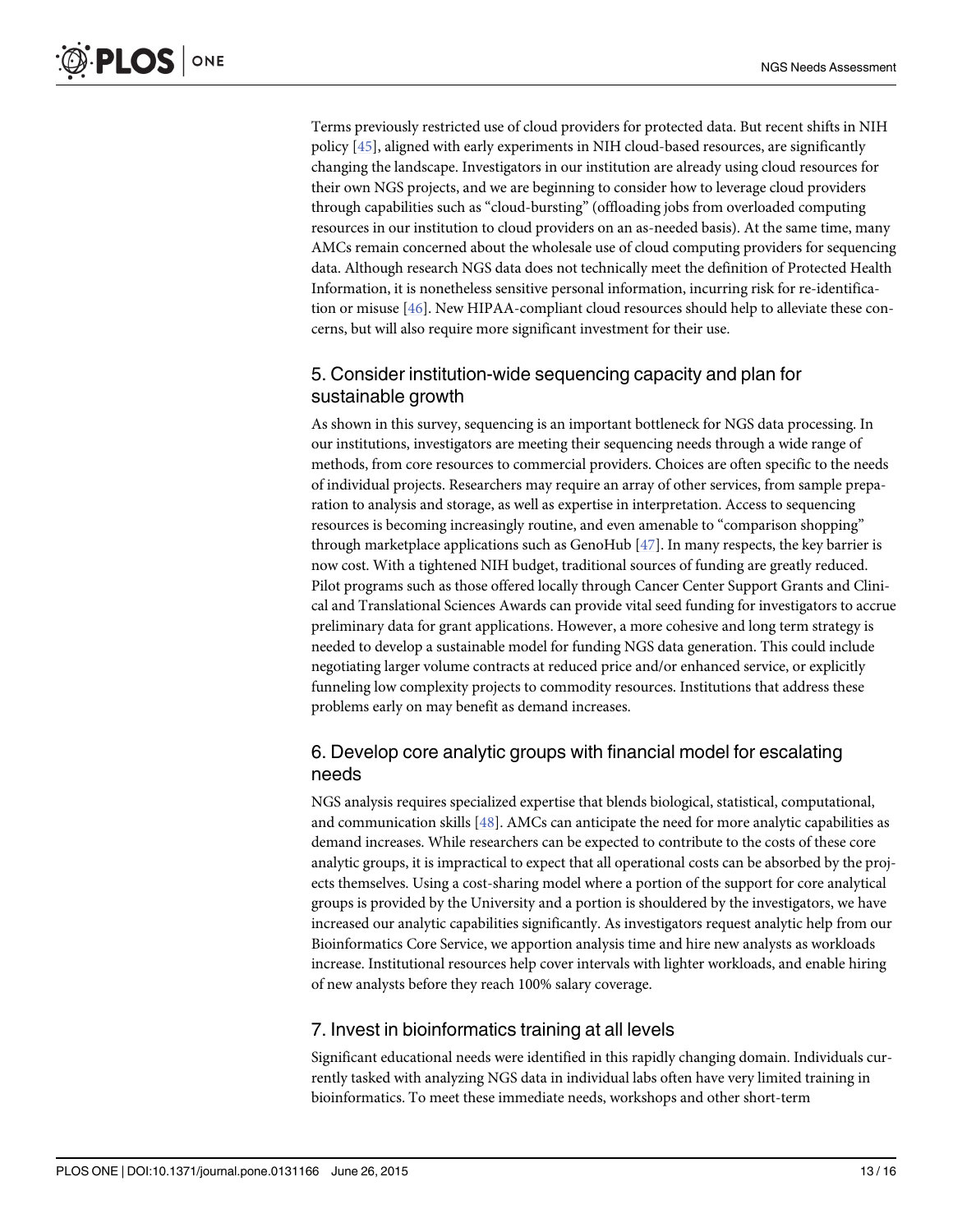Terms previously restricted use of cloud providers for protected data. But recent shifts in NIH policy [45], aligned with early experiments in NIH cloud-based resources, are significantly changing the landscape. Investigators in our institution are already using cloud resources for their own NGS projects, and we are beginning to consider how to leverage cloud providers through capabilities such as "cloud-bursting" (offloading jobs from overloaded computing resources in our institution to cloud providers on an as-needed basis). At the same time, many AMCs remain concerned about the wholesale use of cloud computing providers for sequencing data. Although research NGS data does not technically meet the definition of Protected Health Information, it is nonetheless sensitive personal information, incurring risk for re-identification or misuse [46]. New HIPAA-compliant cloud resources should help to alleviate these concerns, but will also require more significant investment for their use.

### 5. Consider institution-wide sequencing capacity and plan for sustainable growth

As shown in this survey, sequencing is an important bottleneck for NGS data processing. In our institutions, investigators are meeting their sequencing needs through a wide range of methods, from core resources to commercial providers. Choices are often specific to the needs of individual projects. Researchers may require an array of other services, from sample preparation to analysis and storage, as well as expertise in interpretation. Access to sequencing resources is becoming increasingly routine, and even amenable to "comparison shopping" through marketplace applications such as GenoHub [47]. In many respects, the key barrier is now cost. With a tightened NIH budget, traditional sources of funding are greatly reduced. Pilot programs such as those offered locally through Cancer Center Support Grants and Clinical and Translational Sciences Awards can provide vital seed funding for investigators to accrue preliminary data for grant applications. However, a more cohesive and long term strategy is needed to develop a sustainable model for funding NGS data generation. This could include negotiating larger volume contracts at reduced price and/or enhanced service, or explicitly funneling low complexity projects to commodity resources. Institutions that address these problems early on may benefit as demand increases.

### 6. Develop core analytic groups with financial model for escalating needs

NGS analysis requires specialized expertise that blends biological, statistical, computational, and communication skills [48]. AMCs can anticipate the need for more analytic capabilities as demand increases. While researchers can be expected to contribute to the costs of these core analytic groups, it is impractical to expect that all operational costs can be absorbed by the projects themselves. Using a cost-sharing model where a portion of the support for core analytical groups is provided by the University and a portion is shouldered by the investigators, we have increased our analytic capabilities significantly. As investigators request analytic help from our Bioinformatics Core Service, we apportion analysis time and hire new analysts as workloads increase. Institutional resources help cover intervals with lighter workloads, and enable hiring of new analysts before they reach 100% salary coverage.

### 7. Invest in bioinformatics training at all levels

Significant educational needs were identified in this rapidly changing domain. Individuals currently tasked with analyzing NGS data in individual labs often have very limited training in bioinformatics. To meet these immediate needs, workshops and other short-term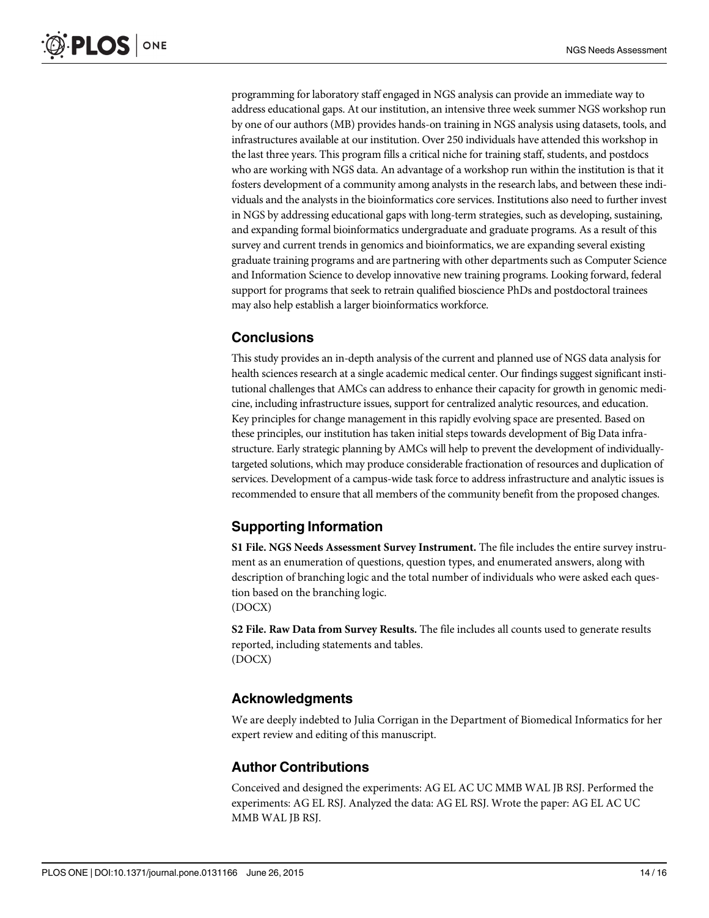programming for laboratory staff engaged in NGS analysis can provide an immediate way to address educational gaps. At our institution, an intensive three week summer NGS workshop run by one of our authors (MB) provides hands-on training in NGS analysis using datasets, tools, and infrastructures available at our institution. Over 250 individuals have attended this workshop in the last three years. This program fills a critical niche for training staff, students, and postdocs who are working with NGS data. An advantage of a workshop run within the institution is that it fosters development of a community among analysts in the research labs, and between these individuals and the analysts in the bioinformatics core services. Institutions also need to further invest in NGS by addressing educational gaps with long-term strategies, such as developing, sustaining, and expanding formal bioinformatics undergraduate and graduate programs. As a result of this survey and current trends in genomics and bioinformatics, we are expanding several existing graduate training programs and are partnering with other departments such as Computer Science and Information Science to develop innovative new training programs. Looking forward, federal support for programs that seek to retrain qualified bioscience PhDs and postdoctoral trainees may also help establish a larger bioinformatics workforce.

## Conclusions

This study provides an in-depth analysis of the current and planned use of NGS data analysis for health sciences research at a single academic medical center. Our findings suggest significant institutional challenges that AMCs can address to enhance their capacity for growth in genomic medicine, including infrastructure issues, support for centralized analytic resources, and education. Key principles for change management in this rapidly evolving space are presented. Based on these principles, our institution has taken initial steps towards development of Big Data infrastructure. Early strategic planning by AMCs will help to prevent the development of individually-targeted solutions, which may produce considerable fractionation of resources and duplication of services. Development of a campus-wide task force to address infrastructure and analytic issues is recommended to ensure that all members of the community benefit from the proposed changes.

## Supporting Information

**S1 File. NGS Needs Assessment Survey Instrument.** The file includes the entire survey instrument as an enumeration of questions, question types, and enumerated answers, along with description of branching logic and the total number of individuals who were asked each question based on the branching logic.
(DOCX)

**S2 File. Raw Data from Survey Results.** The file includes all counts used to generate results reported, including statements and tables.
(DOCX)

## Acknowledgments

We are deeply indebted to Julia Corrigan in the Department of Biomedical Informatics for her expert review and editing of this manuscript.

## Author Contributions

Conceived and designed the experiments: AG EL AC UC MMB WAL JB RSJ. Performed the experiments: AG EL RSJ. Analyzed the data: AG EL RSJ. Wrote the paper: AG EL AC UC MMB WAL JB RSJ.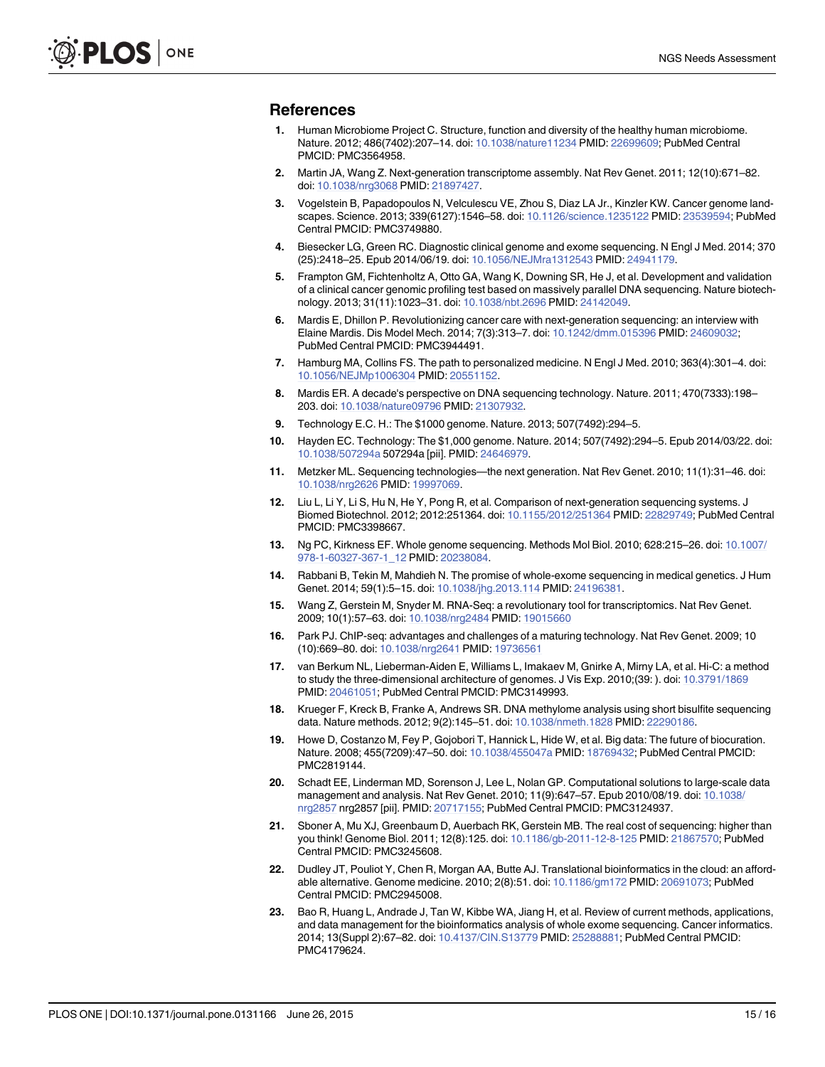## References

1. Human Microbiome Project C. Structure, function and diversity of the healthy human microbiome. Nature. 2012; 486(7402):207–14. doi: 10.1038/nature11234 PMID: 22699609; PubMed Central PMCID: PMC3564958.
2. Martin JA, Wang Z. Next-generation transcriptome assembly. Nat Rev Genet. 2011; 12(10):671–82. doi: 10.1038/nrg3068 PMID: 21897427.
3. Vogelstein B, Papadopoulos N, Velculescu VE, Zhou S, Diaz LA Jr., Kinzler KW. Cancer genome landscapes. Science. 2013; 339(6127):1546–58. doi: 10.1126/science.1235122 PMID: 23539594; PubMed Central PMCID: PMC3749880.
4. Biesecker LG, Green RC. Diagnostic clinical genome and exome sequencing. N Engl J Med. 2014; 370 (25):2418–25. Epub 2014/06/19. doi: 10.1056/NEJMra1312543 PMID: 24941179.
5. Frampton GM, Fichtenholtz A, Otto GA, Wang K, Downing SR, He J, et al. Development and validation of a clinical cancer genomic profiling test based on massively parallel DNA sequencing. Nature biotechnology. 2013; 31(11):1023–31. doi: 10.1038/nbt.2696 PMID: 24142049.
6. Mardis E, Dhillon P. Revolutionizing cancer care with next-generation sequencing: an interview with Elaine Mardis. Dis Model Mech. 2014; 7(3):313–7. doi: 10.1242/dmm.015396 PMID: 24609032; PubMed Central PMCID: PMC3944491.
7. Hamburg MA, Collins FS. The path to personalized medicine. N Engl J Med. 2010; 363(4):301–4. doi: 10.1056/NEJMp1006304 PMID: 20551152.
8. Mardis ER. A decade's perspective on DNA sequencing technology. Nature. 2011; 470(7333):198–203. doi: 10.1038/nature09796 PMID: 21307932.
9. Technology E.C. H.: The $1000 genome. Nature. 2013; 507(7492):294–5.
10. Hayden EC. Technology: The $1,000 genome. Nature. 2014; 507(7492):294–5. Epub 2014/03/22. doi: 10.1038/507294a 507294a [pii]. PMID: 24646979.
11. Metzker ML. Sequencing technologies—the next generation. Nat Rev Genet. 2010; 11(1):31–46. doi: 10.1038/nrg2626 PMID: 19997069.
12. Liu L, Li Y, Li S, Hu N, He Y, Pong R, et al. Comparison of next-generation sequencing systems. J Biomed Biotechnol. 2012; 2012:251364. doi: 10.1155/2012/251364 PMID: 22829749; PubMed Central PMCID: PMC3398667.
13. Ng PC, Kirkness EF. Whole genome sequencing. Methods Mol Biol. 2010; 628:215–26. doi: 10.1007/978-1-60327-367-1_12 PMID: 20238084.
14. Rabbani B, Tekin M, Mahdieh N. The promise of whole-exome sequencing in medical genetics. J Hum Genet. 2014; 59(1):5–15. doi: 10.1038/jhg.2013.114 PMID: 24196381.
15. Wang Z, Gerstein M, Snyder M. RNA-Seq: a revolutionary tool for transcriptomics. Nat Rev Genet. 2009; 10(1):57–63. doi: 10.1038/nrg2484 PMID: 19015660
16. Park PJ. ChIP-seq: advantages and challenges of a maturing technology. Nat Rev Genet. 2009; 10 (10):669–80. doi: 10.1038/nrg2641 PMID: 19736561
17. van Berkum NL, Lieberman-Aiden E, Williams L, Imakaev M, Gnirke A, Mirny LA, et al. Hi-C: a method to study the three-dimensional architecture of genomes. J Vis Exp. 2010;(39: ). doi: 10.3791/1869 PMID: 20461051; PubMed Central PMCID: PMC3149993.
18. Krueger F, Kreck B, Franke A, Andrews SR. DNA methylome analysis using short bisulfite sequencing data. Nature methods. 2012; 9(2):145–51. doi: 10.1038/nmeth.1828 PMID: 22290186.
19. Howe D, Costanzo M, Fey P, Gojobori T, Hannick L, Hide W, et al. Big data: The future of biocuration. Nature. 2008; 455(7209):47–50. doi: 10.1038/455047a PMID: 18769432; PubMed Central PMCID: PMC2819144.
20. Schadt EE, Linderman MD, Sorenson J, Lee L, Nolan GP. Computational solutions to large-scale data management and analysis. Nat Rev Genet. 2010; 11(9):647–57. Epub 2010/08/19. doi: 10.1038/nrg2857 nrg2857 [pii]. PMID: 20717155; PubMed Central PMCID: PMC3124937.
21. Sboner A, Mu XJ, Greenbaum D, Auerbach RK, Gerstein MB. The real cost of sequencing: higher than you think! Genome Biol. 2011; 12(8):125. doi: 10.1186/gb-2011-12-8-125 PMID: 21867570; PubMed Central PMCID: PMC3245608.
22. Dudley JT, Pouliot Y, Chen R, Morgan AA, Butte AJ. Translational bioinformatics in the cloud: an affordable alternative. Genome medicine. 2010; 2(8):51. doi: 10.1186/gm172 PMID: 20691073; PubMed Central PMCID: PMC2945008.
23. Bao R, Huang L, Andrade J, Tan W, Kibbe WA, Jiang H, et al. Review of current methods, applications, and data management for the bioinformatics analysis of whole exome sequencing. Cancer informatics. 2014; 13(Suppl 2):67–82. doi: 10.4137/CIN.S13779 PMID: 25288881; PubMed Central PMCID: PMC4179624.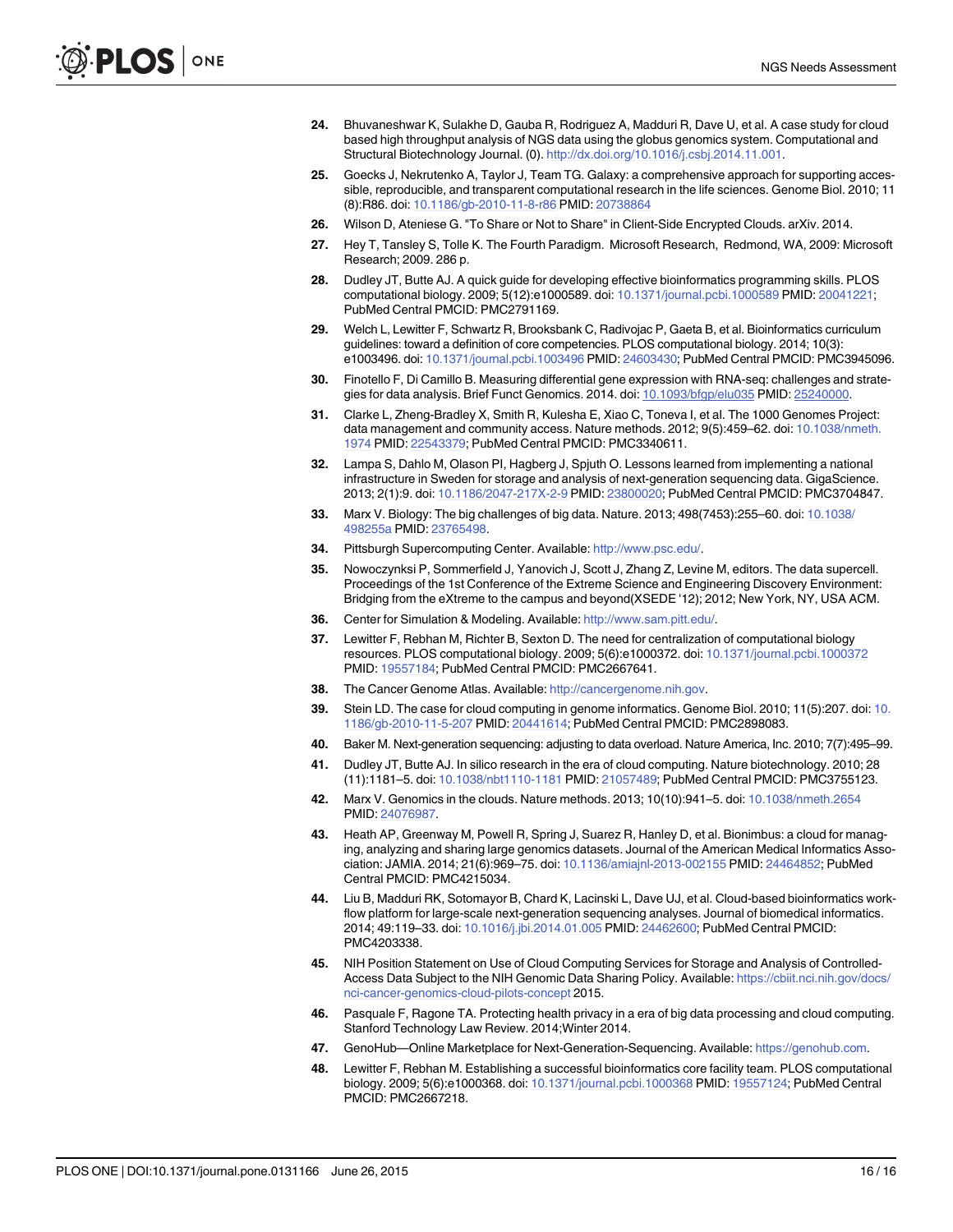24. Bhuvaneshwar K, Sulakhe D, Gauba R, Rodriguez A, Madduri R, Dave U, et al. A case study for cloud based high throughput analysis of NGS data using the globus genomics system. Computational and Structural Biotechnology Journal. (0). http://dx.doi.org/10.1016/j.csbj.2014.11.001.
25. Goecks J, Nekrutenko A, Taylor J, Team TG. Galaxy: a comprehensive approach for supporting accessible, reproducible, and transparent computational research in the life sciences. Genome Biol. 2010; 11 (8):R86. doi: 10.1186/gb-2010-11-8-r86 PMID: 20738864
26. Wilson D, Ateniese G. "To Share or Not to Share" in Client-Side Encrypted Clouds. arXiv. 2014.
27. Hey T, Tansley S, Tolle K. The Fourth Paradigm. Microsoft Research, Redmond, WA, 2009: Microsoft Research; 2009. 286 p.
28. Dudley JT, Butte AJ. A quick guide for developing effective bioinformatics programming skills. PLOS computational biology. 2009; 5(12):e1000589. doi: 10.1371/journal.pcbi.1000589 PMID: 20041221; PubMed Central PMCID: PMC2791169.
29. Welch L, Lewitter F, Schwartz R, Brooksbank C, Radivojac P, Gaeta B, et al. Bioinformatics curriculum guidelines: toward a definition of core competencies. PLOS computational biology. 2014; 10(3): e1003496. doi: 10.1371/journal.pcbi.1003496 PMID: 24603430; PubMed Central PMCID: PMC3945096.
30. Finotello F, Di Camillo B. Measuring differential gene expression with RNA-seq: challenges and strategies for data analysis. Brief Funct Genomics. 2014. doi: 10.1093/bfgp/elu035 PMID: 25240000.
31. Clarke L, Zheng-Bradley X, Smith R, Kulesha E, Xiao C, Toneva I, et al. The 1000 Genomes Project: data management and community access. Nature methods. 2012; 9(5):459–62. doi: 10.1038/nmeth.1974 PMID: 22543379; PubMed Central PMCID: PMC3340611.
32. Lampa S, Dahlo M, Olason PI, Hagberg J, Spjuth O. Lessons learned from implementing a national infrastructure in Sweden for storage and analysis of next-generation sequencing data. GigaScience. 2013; 2(1):9. doi: 10.1186/2047-217X-2-9 PMID: 23800020; PubMed Central PMCID: PMC3704847.
33. Marx V. Biology: The big challenges of big data. Nature. 2013; 498(7453):255–60. doi: 10.1038/498255a PMID: 23765498.
34. Pittsburgh Supercomputing Center. Available: http://www.psc.edu/.
35. Nowoczynksi P, Sommerfield J, Yanovich J, Scott J, Zhang Z, Levine M, editors. The data supercell. Proceedings of the 1st Conference of the Extreme Science and Engineering Discovery Environment: Bridging from the eXtreme to the campus and beyond(XSEDE '12); 2012; New York, NY, USA ACM.
36. Center for Simulation & Modeling. Available: http://www.sam.pitt.edu/.
37. Lewitter F, Rebhan M, Richter B, Sexton D. The need for centralization of computational biology resources. PLOS computational biology. 2009; 5(6):e1000372. doi: 10.1371/journal.pcbi.1000372 PMID: 19557184; PubMed Central PMCID: PMC2667641.
38. The Cancer Genome Atlas. Available: http://cancergenome.nih.gov.
39. Stein LD. The case for cloud computing in genome informatics. Genome Biol. 2010; 11(5):207. doi: 10.1186/gb-2010-11-5-207 PMID: 20441614; PubMed Central PMCID: PMC2898083.
40. Baker M. Next-generation sequencing: adjusting to data overload. Nature America, Inc. 2010; 7(7):495–99.
41. Dudley JT, Butte AJ. In silico research in the era of cloud computing. Nature biotechnology. 2010; 28 (11):1181–5. doi: 10.1038/nbt1110-1181 PMID: 21057489; PubMed Central PMCID: PMC3755123.
42. Marx V. Genomics in the clouds. Nature methods. 2013; 10(10):941–5. doi: 10.1038/nmeth.2654 PMID: 24076987.
43. Heath AP, Greenway M, Powell R, Spring J, Suarez R, Hanley D, et al. Bionimbus: a cloud for managing, analyzing and sharing large genomics datasets. Journal of the American Medical Informatics Association: JAMIA. 2014; 21(6):969–75. doi: 10.1136/amiajnl-2013-002155 PMID: 24464852; PubMed Central PMCID: PMC4215034.
44. Liu B, Madduri RK, Sotomayor B, Chard K, Lacinski L, Dave UJ, et al. Cloud-based bioinformatics workflow platform for large-scale next-generation sequencing analyses. Journal of biomedical informatics. 2014; 49:119–33. doi: 10.1016/j.jbi.2014.01.005 PMID: 24462600; PubMed Central PMCID: PMC4203338.
45. NIH Position Statement on Use of Cloud Computing Services for Storage and Analysis of Controlled-Access Data Subject to the NIH Genomic Data Sharing Policy. Available: https://cbiit.nci.nih.gov/docs/nci-cancer-genomics-cloud-pilots-concept 2015.
46. Pasquale F, Ragone TA. Protecting health privacy in a era of big data processing and cloud computing. Stanford Technology Law Review. 2014;Winter 2014.
47. GenoHub—Online Marketplace for Next-Generation-Sequencing. Available: https://genohub.com.
48. Lewitter F, Rebhan M. Establishing a successful bioinformatics core facility team. PLOS computational biology. 2009; 5(6):e1000368. doi: 10.1371/journal.pcbi.1000368 PMID: 19557124; PubMed Central PMCID: PMC2667218.